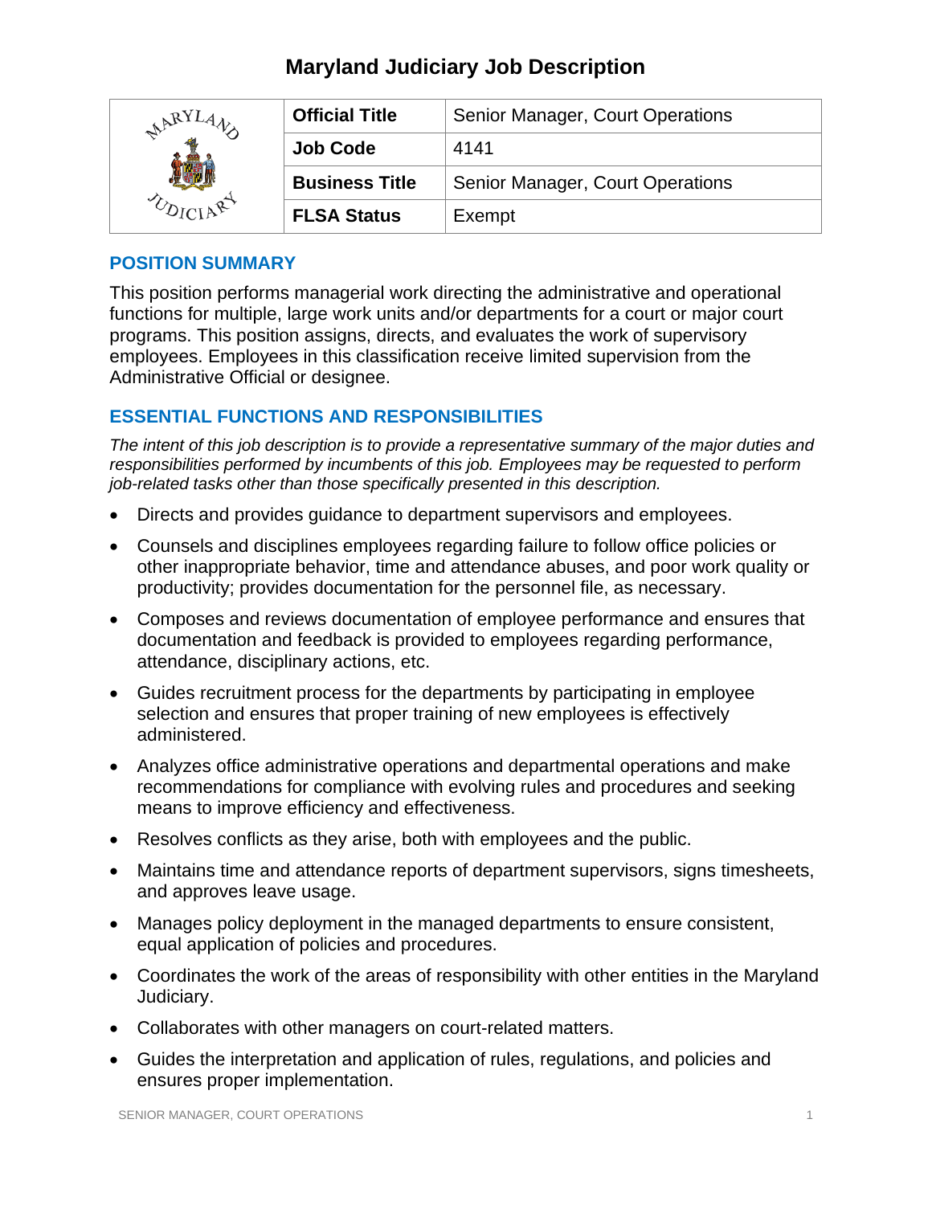# Maryland Judiciary Job Description

| | | |
|---|---|---|
| | **Official Title** | Senior Manager, Court Operations |
| | **Job Code** | 4141 |
| | **Business Title** | Senior Manager, Court Operations |
| | **FLSA Status** | Exempt |

## POSITION SUMMARY

This position performs managerial work directing the administrative and operational functions for multiple, large work units and/or departments for a court or major court programs. This position assigns, directs, and evaluates the work of supervisory employees. Employees in this classification receive limited supervision from the Administrative Official or designee.

## ESSENTIAL FUNCTIONS AND RESPONSIBILITIES

*The intent of this job description is to provide a representative summary of the major duties and responsibilities performed by incumbents of this job. Employees may be requested to perform job-related tasks other than those specifically presented in this description.*

- Directs and provides guidance to department supervisors and employees.
- Counsels and disciplines employees regarding failure to follow office policies or other inappropriate behavior, time and attendance abuses, and poor work quality or productivity; provides documentation for the personnel file, as necessary.
- Composes and reviews documentation of employee performance and ensures that documentation and feedback is provided to employees regarding performance, attendance, disciplinary actions, etc.
- Guides recruitment process for the departments by participating in employee selection and ensures that proper training of new employees is effectively administered.
- Analyzes office administrative operations and departmental operations and make recommendations for compliance with evolving rules and procedures and seeking means to improve efficiency and effectiveness.
- Resolves conflicts as they arise, both with employees and the public.
- Maintains time and attendance reports of department supervisors, signs timesheets, and approves leave usage.
- Manages policy deployment in the managed departments to ensure consistent, equal application of policies and procedures.
- Coordinates the work of the areas of responsibility with other entities in the Maryland Judiciary.
- Collaborates with other managers on court-related matters.
- Guides the interpretation and application of rules, regulations, and policies and ensures proper implementation.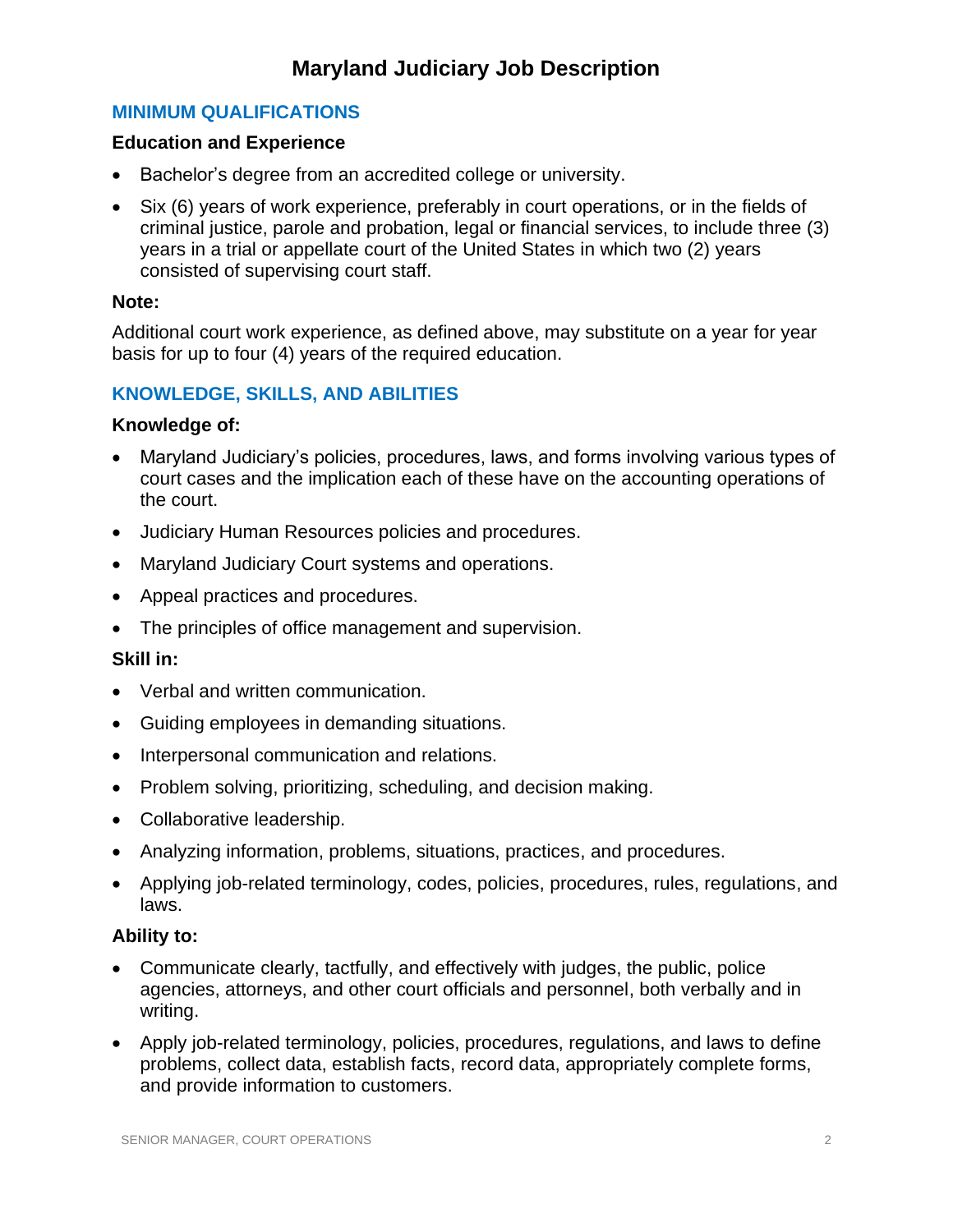# Maryland Judiciary Job Description

## MINIMUM QUALIFICATIONS

### Education and Experience

- Bachelor's degree from an accredited college or university.
- Six (6) years of work experience, preferably in court operations, or in the fields of criminal justice, parole and probation, legal or financial services, to include three (3) years in a trial or appellate court of the United States in which two (2) years consisted of supervising court staff.

### Note:

Additional court work experience, as defined above, may substitute on a year for year basis for up to four (4) years of the required education.

## KNOWLEDGE, SKILLS, AND ABILITIES

### Knowledge of:

- Maryland Judiciary's policies, procedures, laws, and forms involving various types of court cases and the implication each of these have on the accounting operations of the court.
- Judiciary Human Resources policies and procedures.
- Maryland Judiciary Court systems and operations.
- Appeal practices and procedures.
- The principles of office management and supervision.

### Skill in:

- Verbal and written communication.
- Guiding employees in demanding situations.
- Interpersonal communication and relations.
- Problem solving, prioritizing, scheduling, and decision making.
- Collaborative leadership.
- Analyzing information, problems, situations, practices, and procedures.
- Applying job-related terminology, codes, policies, procedures, rules, regulations, and laws.

### Ability to:

- Communicate clearly, tactfully, and effectively with judges, the public, police agencies, attorneys, and other court officials and personnel, both verbally and in writing.
- Apply job-related terminology, policies, procedures, regulations, and laws to define problems, collect data, establish facts, record data, appropriately complete forms, and provide information to customers.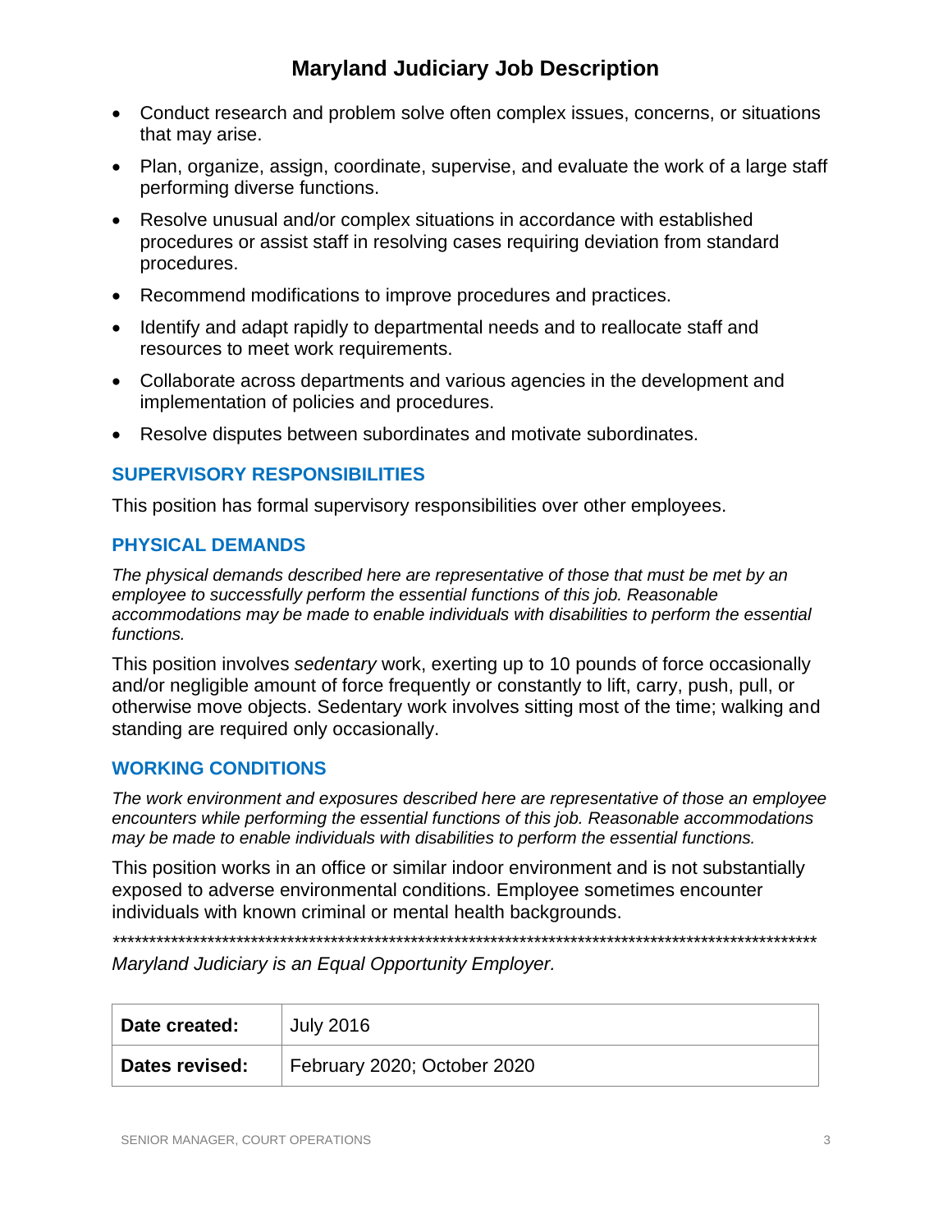- Conduct research and problem solve often complex issues, concerns, or situations that may arise.
- Plan, organize, assign, coordinate, supervise, and evaluate the work of a large staff performing diverse functions.
- Resolve unusual and/or complex situations in accordance with established procedures or assist staff in resolving cases requiring deviation from standard procedures.
- Recommend modifications to improve procedures and practices.
- Identify and adapt rapidly to departmental needs and to reallocate staff and resources to meet work requirements.
- Collaborate across departments and various agencies in the development and implementation of policies and procedures.
- Resolve disputes between subordinates and motivate subordinates.

## SUPERVISORY RESPONSIBILITIES

This position has formal supervisory responsibilities over other employees.

## PHYSICAL DEMANDS

*The physical demands described here are representative of those that must be met by an employee to successfully perform the essential functions of this job. Reasonable accommodations may be made to enable individuals with disabilities to perform the essential functions.*

This position involves *sedentary* work, exerting up to 10 pounds of force occasionally and/or negligible amount of force frequently or constantly to lift, carry, push, pull, or otherwise move objects. Sedentary work involves sitting most of the time; walking and standing are required only occasionally.

## WORKING CONDITIONS

*The work environment and exposures described here are representative of those an employee encounters while performing the essential functions of this job. Reasonable accommodations may be made to enable individuals with disabilities to perform the essential functions.*

This position works in an office or similar indoor environment and is not substantially exposed to adverse environmental conditions. Employee sometimes encounter individuals with known criminal or mental health backgrounds.

****************************************************************************************************

*Maryland Judiciary is an Equal Opportunity Employer.*

| | |
|---|---|
| **Date created:** | July 2016 |
| **Dates revised:** | February 2020; October 2020 |